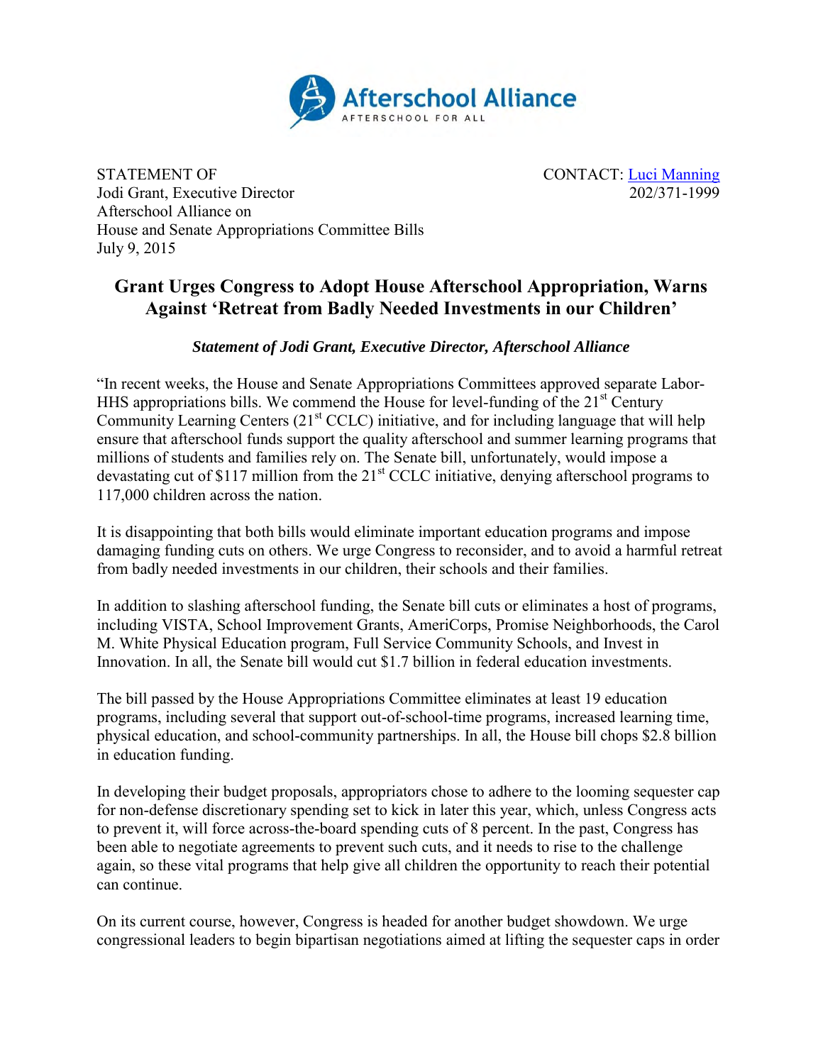Afterschool Alliance
AFTERSCHOOL FOR ALL

STATEMENT OF
Jodi Grant, Executive Director
Afterschool Alliance on
House and Senate Appropriations Committee Bills
July 9, 2015

CONTACT: [Luci Manning](#)
202/371-1999

# Grant Urges Congress to Adopt House Afterschool Appropriation, Warns Against 'Retreat from Badly Needed Investments in our Children'

***Statement of Jodi Grant, Executive Director, Afterschool Alliance***

"In recent weeks, the House and Senate Appropriations Committees approved separate Labor-HHS appropriations bills. We commend the House for level-funding of the 21st Century Community Learning Centers (21st CCLC) initiative, and for including language that will help ensure that afterschool funds support the quality afterschool and summer learning programs that millions of students and families rely on. The Senate bill, unfortunately, would impose a devastating cut of $117 million from the 21st CCLC initiative, denying afterschool programs to 117,000 children across the nation.

It is disappointing that both bills would eliminate important education programs and impose damaging funding cuts on others. We urge Congress to reconsider, and to avoid a harmful retreat from badly needed investments in our children, their schools and their families.

In addition to slashing afterschool funding, the Senate bill cuts or eliminates a host of programs, including VISTA, School Improvement Grants, AmeriCorps, Promise Neighborhoods, the Carol M. White Physical Education program, Full Service Community Schools, and Invest in Innovation. In all, the Senate bill would cut $1.7 billion in federal education investments.

The bill passed by the House Appropriations Committee eliminates at least 19 education programs, including several that support out-of-school-time programs, increased learning time, physical education, and school-community partnerships. In all, the House bill chops $2.8 billion in education funding.

In developing their budget proposals, appropriators chose to adhere to the looming sequester cap for non-defense discretionary spending set to kick in later this year, which, unless Congress acts to prevent it, will force across-the-board spending cuts of 8 percent. In the past, Congress has been able to negotiate agreements to prevent such cuts, and it needs to rise to the challenge again, so these vital programs that help give all children the opportunity to reach their potential can continue.

On its current course, however, Congress is headed for another budget showdown. We urge congressional leaders to begin bipartisan negotiations aimed at lifting the sequester caps in order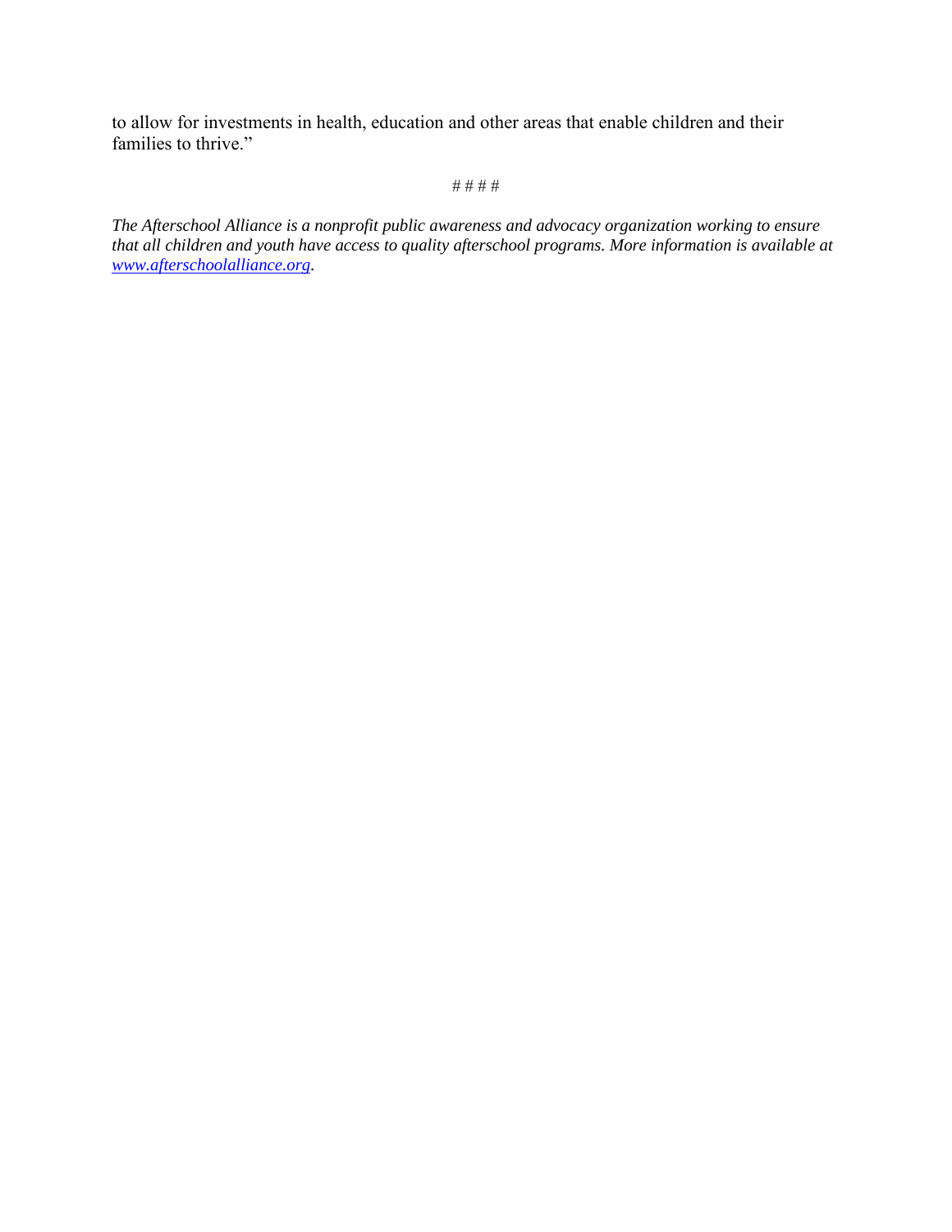to allow for investments in health, education and other areas that enable children and their families to thrive."

# # # #

*The Afterschool Alliance is a nonprofit public awareness and advocacy organization working to ensure that all children and youth have access to quality afterschool programs. More information is available at [www.afterschoolalliance.org](http://www.afterschoolalliance.org).*